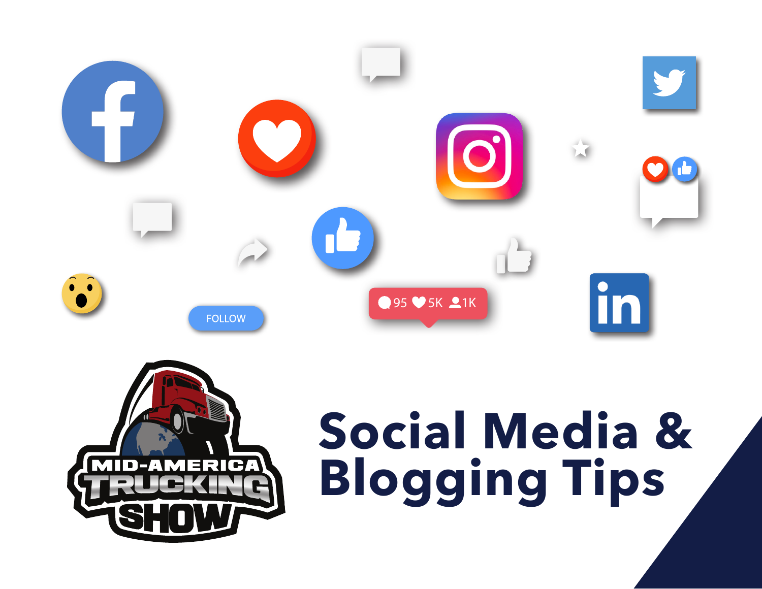# Social Media & Blogging Tips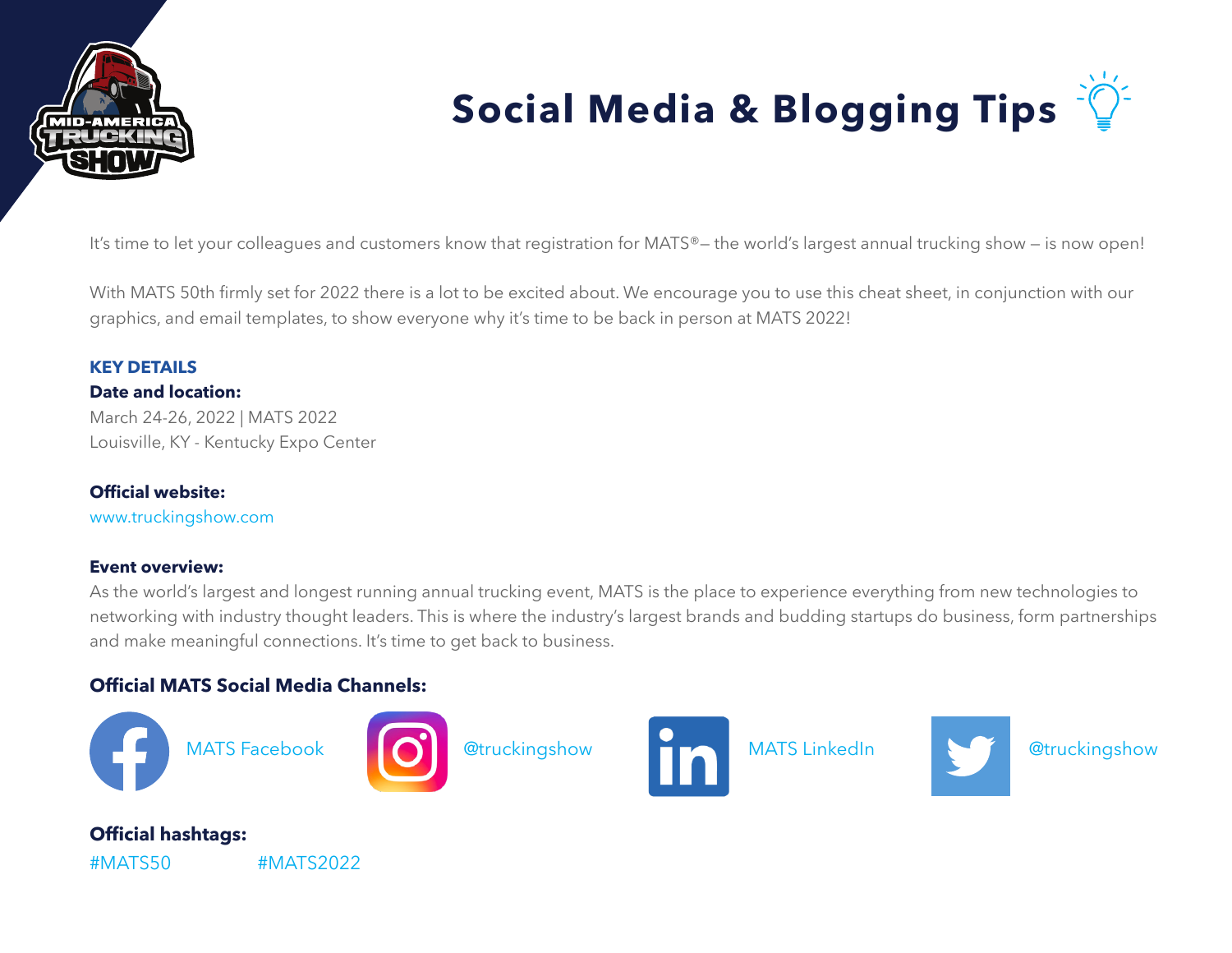# Social Media & Blogging Tips

It's time to let your colleagues and customers know that registration for MATS®– the world's largest annual trucking show – is now open!

With MATS 50th firmly set for 2022 there is a lot to be excited about. We encourage you to use this cheat sheet, in conjunction with our graphics, and email templates, to show everyone why it's time to be back in person at MATS 2022!

### KEY DETAILS

**Date and location:**

March 24-26, 2022 | MATS 2022
Louisville, KY - Kentucky Expo Center

**Official website:**

www.truckingshow.com

**Event overview:**

As the world's largest and longest running annual trucking event, MATS is the place to experience everything from new technologies to networking with industry thought leaders. This is where the industry's largest brands and budding startups do business, form partnerships and make meaningful connections. It's time to get back to business.

**Official MATS Social Media Channels:**

- MATS Facebook
- @truckingshow
- MATS LinkedIn
- @truckingshow

**Official hashtags:**

#MATS50 #MATS2022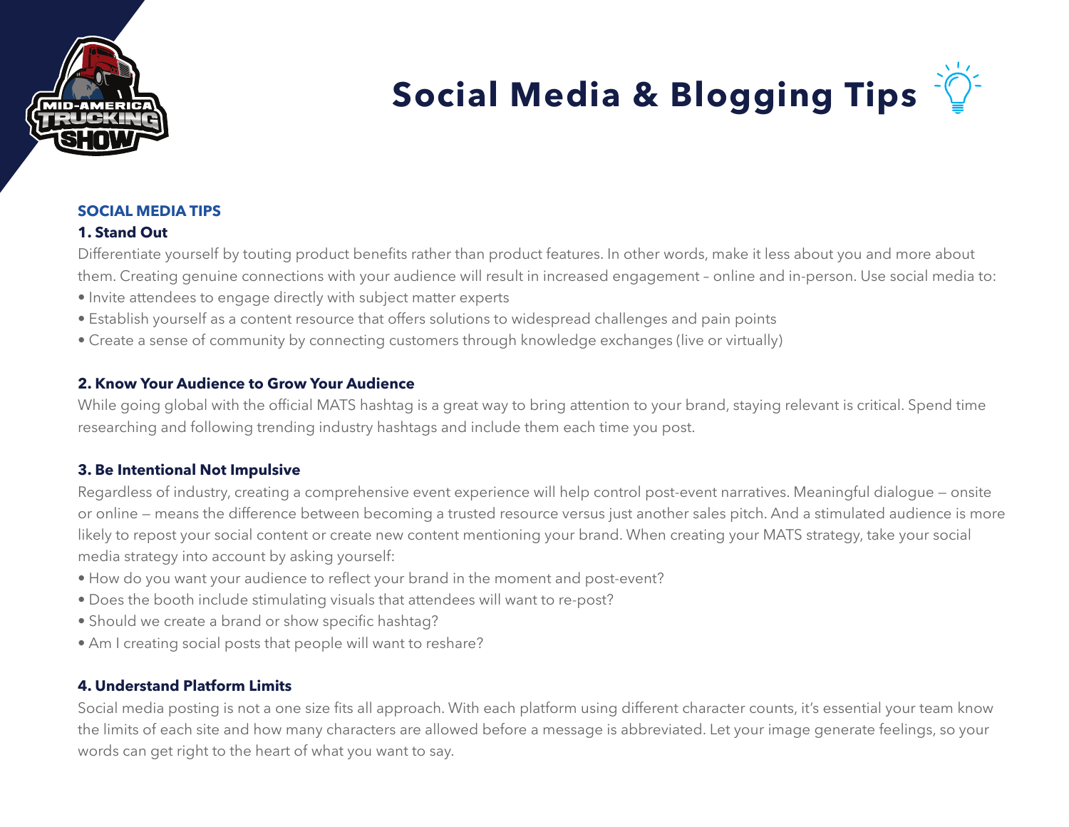# Social Media & Blogging Tips

## SOCIAL MEDIA TIPS

### 1. Stand Out

Differentiate yourself by touting product benefits rather than product features. In other words, make it less about you and more about them. Creating genuine connections with your audience will result in increased engagement – online and in-person. Use social media to:

- Invite attendees to engage directly with subject matter experts
- Establish yourself as a content resource that offers solutions to widespread challenges and pain points
- Create a sense of community by connecting customers through knowledge exchanges (live or virtually)

### 2. Know Your Audience to Grow Your Audience

While going global with the official MATS hashtag is a great way to bring attention to your brand, staying relevant is critical. Spend time researching and following trending industry hashtags and include them each time you post.

### 3. Be Intentional Not Impulsive

Regardless of industry, creating a comprehensive event experience will help control post-event narratives. Meaningful dialogue — onsite or online — means the difference between becoming a trusted resource versus just another sales pitch. And a stimulated audience is more likely to repost your social content or create new content mentioning your brand. When creating your MATS strategy, take your social media strategy into account by asking yourself:

- How do you want your audience to reflect your brand in the moment and post-event?
- Does the booth include stimulating visuals that attendees will want to re-post?
- Should we create a brand or show specific hashtag?
- Am I creating social posts that people will want to reshare?

### 4. Understand Platform Limits

Social media posting is not a one size fits all approach. With each platform using different character counts, it's essential your team know the limits of each site and how many characters are allowed before a message is abbreviated. Let your image generate feelings, so your words can get right to the heart of what you want to say.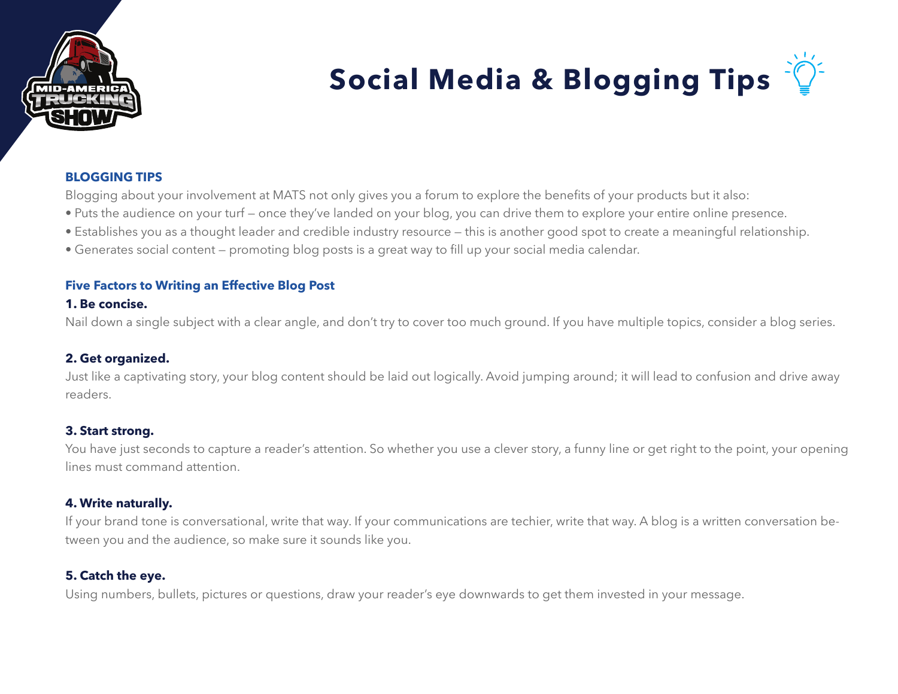# Social Media & Blogging Tips

## BLOGGING TIPS

Blogging about your involvement at MATS not only gives you a forum to explore the benefits of your products but it also:

- Puts the audience on your turf — once they've landed on your blog, you can drive them to explore your entire online presence.
- Establishes you as a thought leader and credible industry resource — this is another good spot to create a meaningful relationship.
- Generates social content — promoting blog posts is a great way to fill up your social media calendar.

### Five Factors to Writing an Effective Blog Post

**1. Be concise.**

Nail down a single subject with a clear angle, and don't try to cover too much ground. If you have multiple topics, consider a blog series.

**2. Get organized.**

Just like a captivating story, your blog content should be laid out logically. Avoid jumping around; it will lead to confusion and drive away readers.

**3. Start strong.**

You have just seconds to capture a reader's attention. So whether you use a clever story, a funny line or get right to the point, your opening lines must command attention.

**4. Write naturally.**

If your brand tone is conversational, write that way. If your communications are techier, write that way. A blog is a written conversation between you and the audience, so make sure it sounds like you.

**5. Catch the eye.**

Using numbers, bullets, pictures or questions, draw your reader's eye downwards to get them invested in your message.